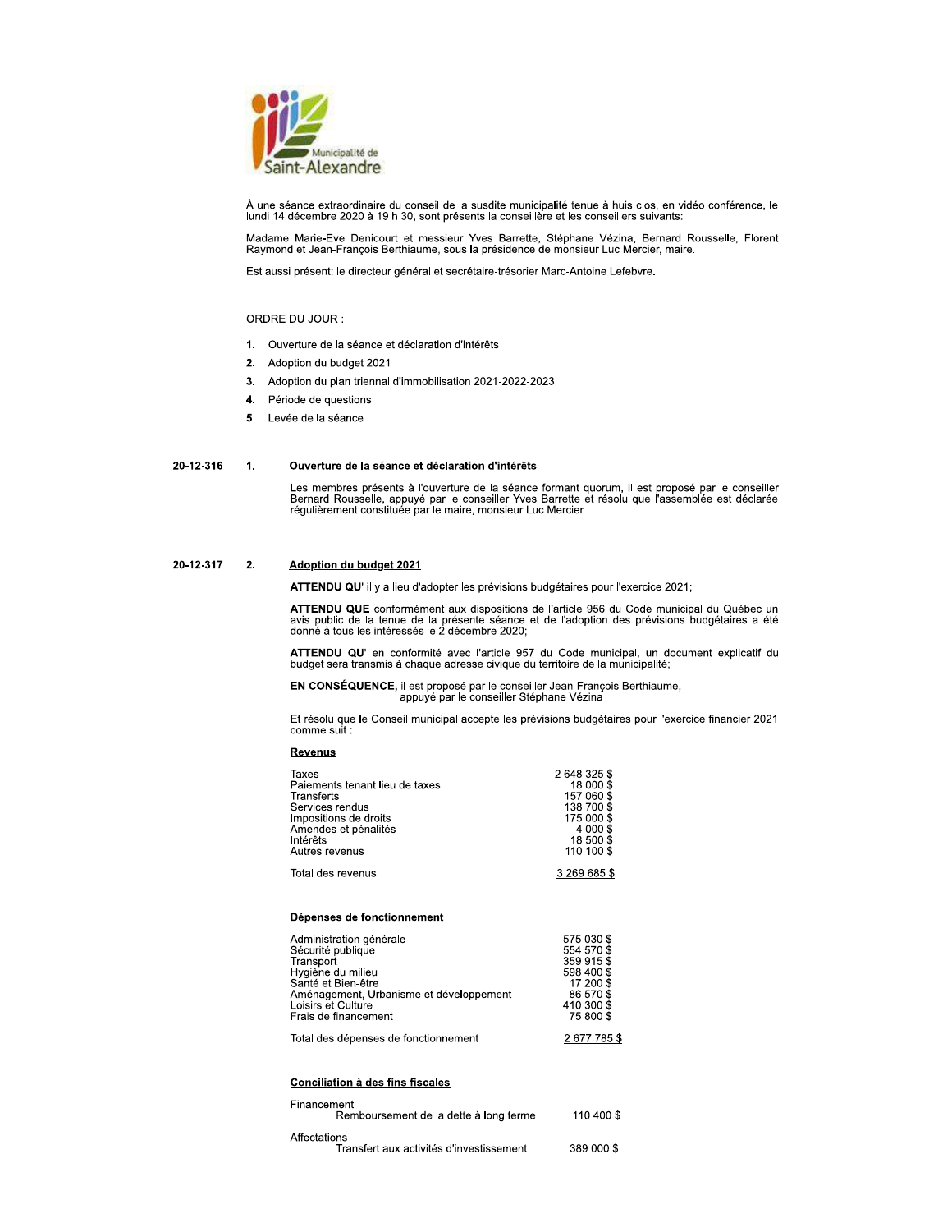Municipalité de Saint-Alexandre

À une séance extraordinaire du conseil de la susdite municipalité tenue à huis clos, en vidéo conférence, le lundi 14 décembre 2020 à 19 h 30, sont présents la conseillère et les conseillers suivants:

Madame Marie-Eve Denicourt et messieur Yves Barrette, Stéphane Vézina, Bernard Rousselle, Florent Raymond et Jean-François Berthiaume, sous la présidence de monsieur Luc Mercier, maire.

Est aussi présent: le directeur général et secrétaire-trésorier Marc-Antoine Lefebvre.

ORDRE DU JOUR :

1. Ouverture de la séance et déclaration d'intérêts
2. Adoption du budget 2021
3. Adoption du plan triennal d'immobilisation 2021-2022-2023
4. Période de questions
5. Levée de la séance

20-12-316 **1. Ouverture de la séance et déclaration d'intérêts**

Les membres présents à l'ouverture de la séance formant quorum, il est proposé par le conseiller Bernard Rousselle, appuyé par le conseiller Yves Barrette et résolu que l'assemblée est déclarée régulièrement constituée par le maire, monsieur Luc Mercier.

20-12-317 **2. Adoption du budget 2021**

**ATTENDU QU'** il y a lieu d'adopter les prévisions budgétaires pour l'exercice 2021;

**ATTENDU QUE** conformément aux dispositions de l'article 956 du Code municipal du Québec un avis public de la tenue de la présente séance et de l'adoption des prévisions budgétaires a été donné à tous les intéressés le 2 décembre 2020;

**ATTENDU QU'** en conformité avec l'article 957 du Code municipal, un document explicatif du budget sera transmis à chaque adresse civique du territoire de la municipalité;

**EN CONSÉQUENCE,** il est proposé par le conseiller Jean-François Berthiaume,
appuyé par le conseiller Stéphane Vézina

Et résolu que le Conseil municipal accepte les prévisions budgétaires pour l'exercice financier 2021 comme suit :

**Revenus**

| | |
|---|---|
| Taxes | 2 648 325 $ |
| Paiements tenant lieu de taxes | 18 000 $ |
| Transferts | 157 060 $ |
| Services rendus | 138 700 $ |
| Impositions de droits | 175 000 $ |
| Amendes et pénalités | 4 000 $ |
| Intérêts | 18 500 $ |
| Autres revenus | 110 100 $ |
| Total des revenus | 3 269 685 $ |

**Dépenses de fonctionnement**

| | |
|---|---|
| Administration générale | 575 030 $ |
| Sécurité publique | 554 570 $ |
| Transport | 359 915 $ |
| Hygiène du milieu | 598 400 $ |
| Santé et Bien-être | 17 200 $ |
| Aménagement, Urbanisme et développement | 86 570 $ |
| Loisirs et Culture | 410 300 $ |
| Frais de financement | 75 800 $ |
| Total des dépenses de fonctionnement | 2 677 785 $ |

**Conciliation à des fins fiscales**

| | |
|---|---|
| Financement | |
| Remboursement de la dette à long terme | 110 400 $ |
| Affectations | |
| Transfert aux activités d'investissement | 389 000 $ |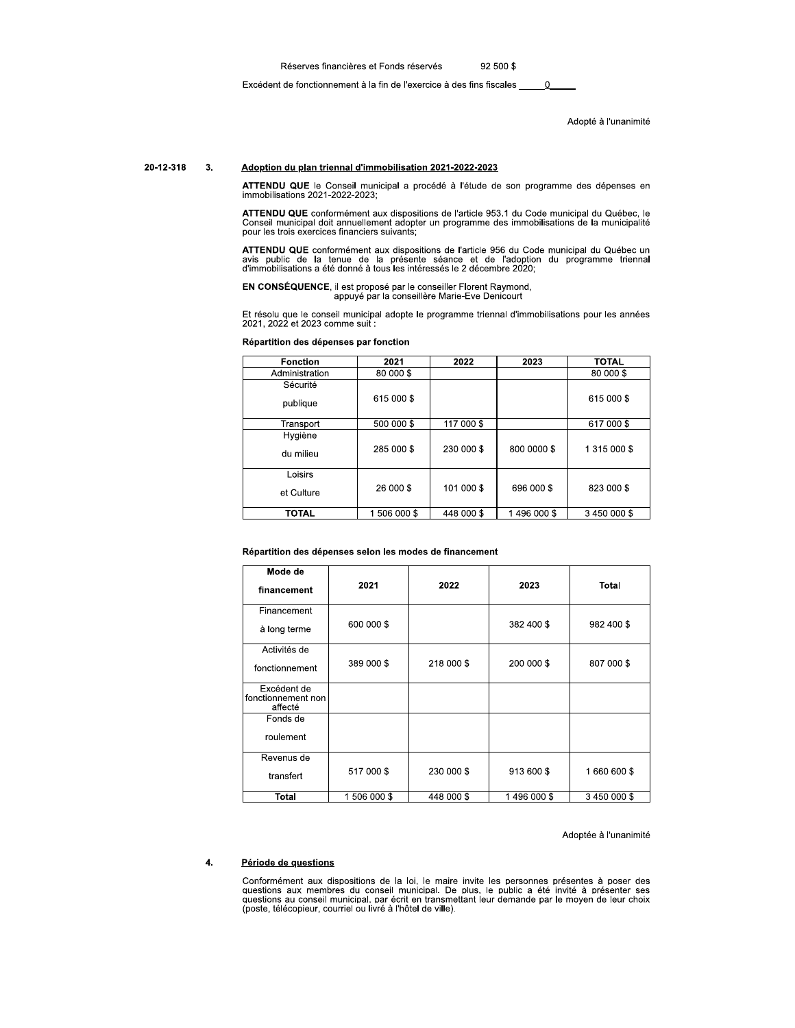Réserves financières et Fonds réservés 92 500 $

Excédent de fonctionnement à la fin de l'exercice à des fins fiscales _____0_____

Adopté à l'unanimité

20-12-318 **3.** **Adoption du plan triennal d'immobilisation 2021-2022-2023**

**ATTENDU QUE** le Conseil municipal a procédé à l'étude de son programme des dépenses en immobilisations 2021-2022-2023;

**ATTENDU QUE** conformément aux dispositions de l'article 953.1 du Code municipal du Québec, le Conseil municipal doit annuellement adopter un programme des immobilisations de la municipalité pour les trois exercices financiers suivants;

**ATTENDU QUE** conformément aux dispositions de l'article 956 du Code municipal du Québec un avis public de la tenue de la présente séance et de l'adoption du programme triennal d'immobilisations a été donné à tous les intéressés le 2 décembre 2020;

**EN CONSÉQUENCE**, il est proposé par le conseiller Florent Raymond, appuyé par la conseillère Marie-Eve Denicourt

Et résolu que le conseil municipal adopte le programme triennal d'immobilisations pour les années 2021, 2022 et 2023 comme suit :

**Répartition des dépenses par fonction**

| Fonction | 2021 | 2022 | 2023 | TOTAL |
|---|---|---|---|---|
| Administration | 80 000 $ | | | 80 000 $ |
| Sécurité publique | 615 000 $ | | | 615 000 $ |
| Transport | 500 000 $ | 117 000 $ | | 617 000 $ |
| Hygiène du milieu | 285 000 $ | 230 000 $ | 800 0000 $ | 1 315 000 $ |
| Loisirs et Culture | 26 000 $ | 101 000 $ | 696 000 $ | 823 000 $ |
| **TOTAL** | 1 506 000 $ | 448 000 $ | 1 496 000 $ | 3 450 000 $ |

**Répartition des dépenses selon les modes de financement**

| Mode de financement | 2021 | 2022 | 2023 | Total |
|---|---|---|---|---|
| Financement à long terme | 600 000 $ | | 382 400 $ | 982 400 $ |
| Activités de fonctionnement | 389 000 $ | 218 000 $ | 200 000 $ | 807 000 $ |
| Excédent de fonctionnement non affecté | | | | |
| Fonds de roulement | | | | |
| Revenus de transfert | 517 000 $ | 230 000 $ | 913 600 $ | 1 660 600 $ |
| **Total** | 1 506 000 $ | 448 000 $ | 1 496 000 $ | 3 450 000 $ |

Adoptée à l'unanimité

**4.** **Période de questions**

Conformément aux dispositions de la loi, le maire invite les personnes présentes à poser des questions aux membres du conseil municipal. De plus, le public a été invité à présenter ses questions au conseil municipal, par écrit en transmettant leur demande par le moyen de leur choix (poste, télécopieur, courriel ou livré à l'hôtel de ville).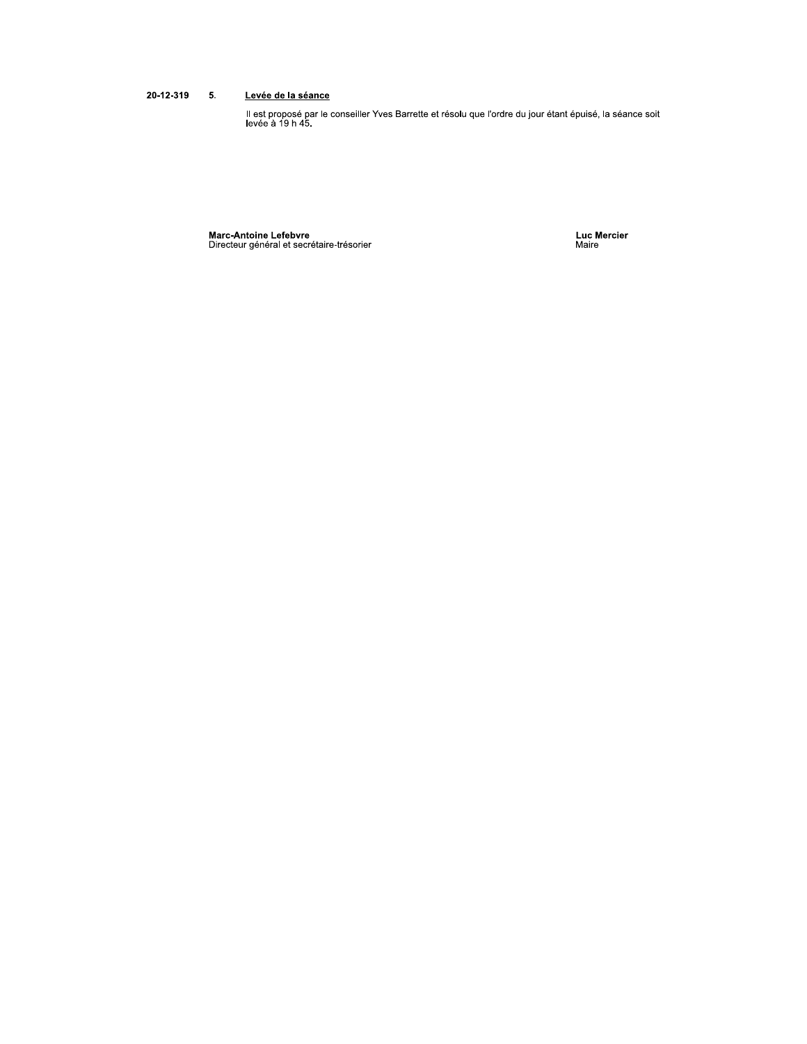20-12-319 **5.** **Levée de la séance**

Il est proposé par le conseiller Yves Barrette et résolu que l'ordre du jour étant épuisé, la séance soit levée à 19 h 45.

**Marc-Antoine Lefebvre**
Directeur général et secrétaire-trésorier

**Luc Mercier**
Maire